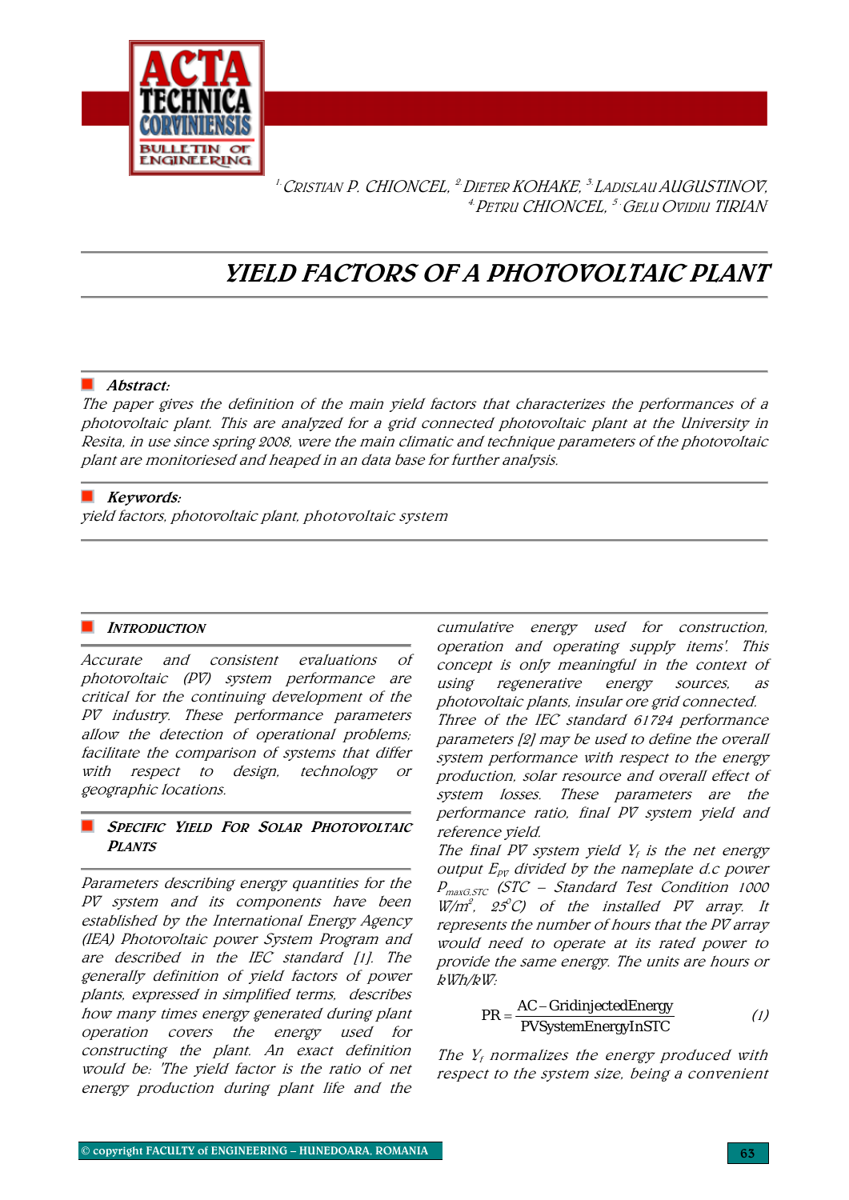[1.] CRISTIAN P. CHIONCEL, [2.] DIETER KOHAKE, [3.] LADISLAU AUGUSTINOV, [4.] PETRU CHIONCEL, [5.] GELU OVIDIU TIRIAN

# YIELD FACTORS OF A PHOTOVOLTAIC PLANT

## Abstract:

*The paper gives the definition of the main yield factors that characterizes the performances of a photovoltaic plant. This are analyzed for a grid connected photovoltaic plant at the University in Resita, in use since spring 2008, were the main climatic and technique parameters of the photovoltaic plant are monitoriesed and heaped in an data base for further analysis.*

## Keywords:

*yield factors, photovoltaic plant, photovoltaic system*

## INTRODUCTION

*Accurate and consistent evaluations of photovoltaic (PV) system performance are critical for the continuing development of the PV industry. These performance parameters allow the detection of operational problems; facilitate the comparison of systems that differ with respect to design, technology or geographic locations.*

## SPECIFIC YIELD FOR SOLAR PHOTOVOLTAIC PLANTS

*Parameters describing energy quantities for the PV system and its components have been established by the International Energy Agency (IEA) Photovoltaic power System Program and are described in the IEC standard [1]. The generally definition of yield factors of power plants, expressed in simplified terms, describes how many times energy generated during plant operation covers the energy used for constructing the plant. An exact definition would be: 'The yield factor is the ratio of net energy production during plant life and the cumulative energy used for construction, operation and operating supply items'. This concept is only meaningful in the context of using regenerative energy sources, as photovoltaic plants, insular ore grid connected.*

*Three of the IEC standard 61724 performance parameters [2] may be used to define the overall system performance with respect to the energy production, solar resource and overall effect of system losses. These parameters are the performance ratio, final PV system yield and reference yield.*

*The final PV system yield $Y_f$ is the net energy output $E_{PV}$ divided by the nameplate d.c power $P_{maxG,STC}$ (STC – Standard Test Condition 1000 W/m$^2$, 25$^o$C) of the installed PV array. It represents the number of hours that the PV array would need to operate at its rated power to provide the same energy. The units are hours or kWh/kW:*

$$PR = \frac{\text{AC} - \text{GridinjectedEnergy}}{\text{PVSystemEnergyInSTC}} \qquad (1)$$

*The $Y_f$ normalizes the energy produced with respect to the system size, being a convenient*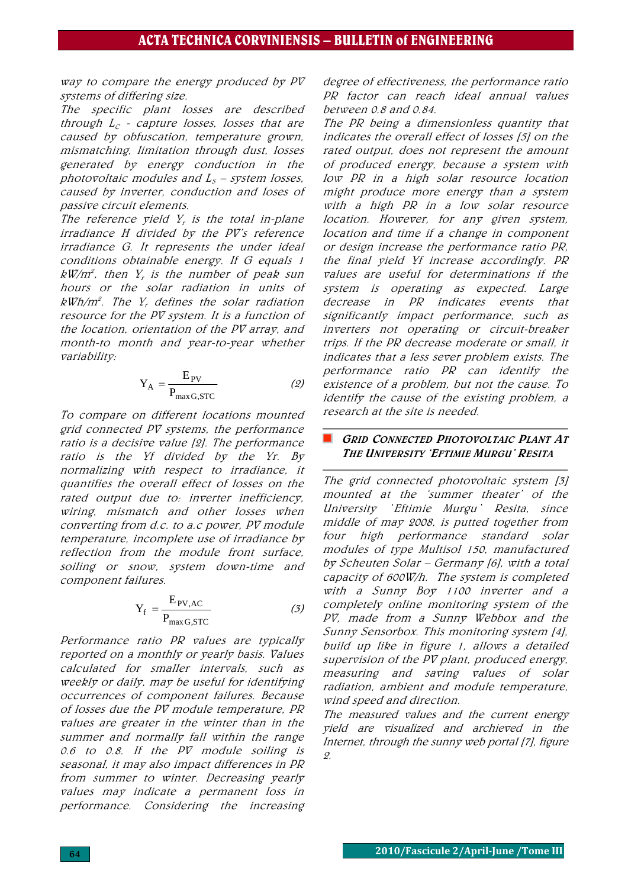way to compare the energy produced by PV systems of differing size.

The specific plant losses are described through $L_C$ - capture losses, losses that are caused by obfuscation, temperature grown, mismatching, limitation through dust, losses generated by energy conduction in the photovoltaic modules and $L_S$ – system losses, caused by inverter, conduction and loses of passive circuit elements.

The reference yield $Y_r$ is the total in-plane irradiance H divided by the PV's reference irradiance G. It represents the under ideal conditions obtainable energy. If G equals 1 $kW/m^2$, then $Y_r$ is the number of peak sun hours or the solar radiation in units of $kWh/m^2$. The $Y_r$ defines the solar radiation resource for the PV system. It is a function of the location, orientation of the PV array, and month-to month and year-to-year whether variability:

$$Y_A = \frac{E_{PV}}{P_{\max G,STC}} \quad (2)$$

To compare on different locations mounted grid connected PV systems, the performance ratio is a decisive value [2]. The performance ratio is the Yf divided by the Yr. By normalizing with respect to irradiance, it quantifies the overall effect of losses on the rated output due to: inverter inefficiency, wiring, mismatch and other losses when converting from d.c. to a.c power, PV module temperature, incomplete use of irradiance by reflection from the module front surface, soiling or snow, system down-time and component failures.

$$Y_f = \frac{E_{PV,AC}}{P_{\max G,STC}} \quad (3)$$

Performance ratio PR values are typically reported on a monthly or yearly basis. Values calculated for smaller intervals, such as weekly or daily, may be useful for identifying occurrences of component failures. Because of losses due the PV module temperature, PR values are greater in the winter than in the summer and normally fall within the range 0.6 to 0.8. If the PV module soiling is seasonal, it may also impact differences in PR from summer to winter. Decreasing yearly values may indicate a permanent loss in performance. Considering the increasing degree of effectiveness, the performance ratio PR factor can reach ideal annual values between 0.8 and 0.84.

The PR being a dimensionless quantity that indicates the overall effect of losses [5] on the rated output, does not represent the amount of produced energy, because a system with low PR in a high solar resource location might produce more energy than a system with a high PR in a low solar resource location. However, for any given system, location and time if a change in component or design increase the performance ratio PR, the final yield Yf increase accordingly. PR values are useful for determinations if the system is operating as expected. Large decrease in PR indicates events that significantly impact performance, such as inverters not operating or circuit-breaker trips. If the PR decrease moderate or small, it indicates that a less sever problem exists. The performance ratio PR can identify the existence of a problem, but not the cause. To identify the cause of the existing problem, a research at the site is needed.

## GRID CONNECTED PHOTOVOLTAIC PLANT AT THE UNIVERSITY 'EFTIMIE MURGU' RESITA

The grid connected photovoltaic system [3] mounted at the 'summer theater' of the University `Eftimie Murgu` Resita, since middle of may 2008, is putted together from four high performance standard solar modules of type Multisol 150, manufactured by Scheuten Solar – Germany [6], with a total capacity of 600W/h. The system is completed with a Sunny Boy 1100 inverter and a completely online monitoring system of the PV, made from a Sunny Webbox and the Sunny Sensorbox. This monitoring system [4], build up like in figure 1, allows a detailed supervision of the PV plant, produced energy, measuring and saving values of solar radiation, ambient and module temperature, wind speed and direction.

The measured values and the current energy yield are visualized and archieved in the Internet, through the sunny web portal [7], figure 2.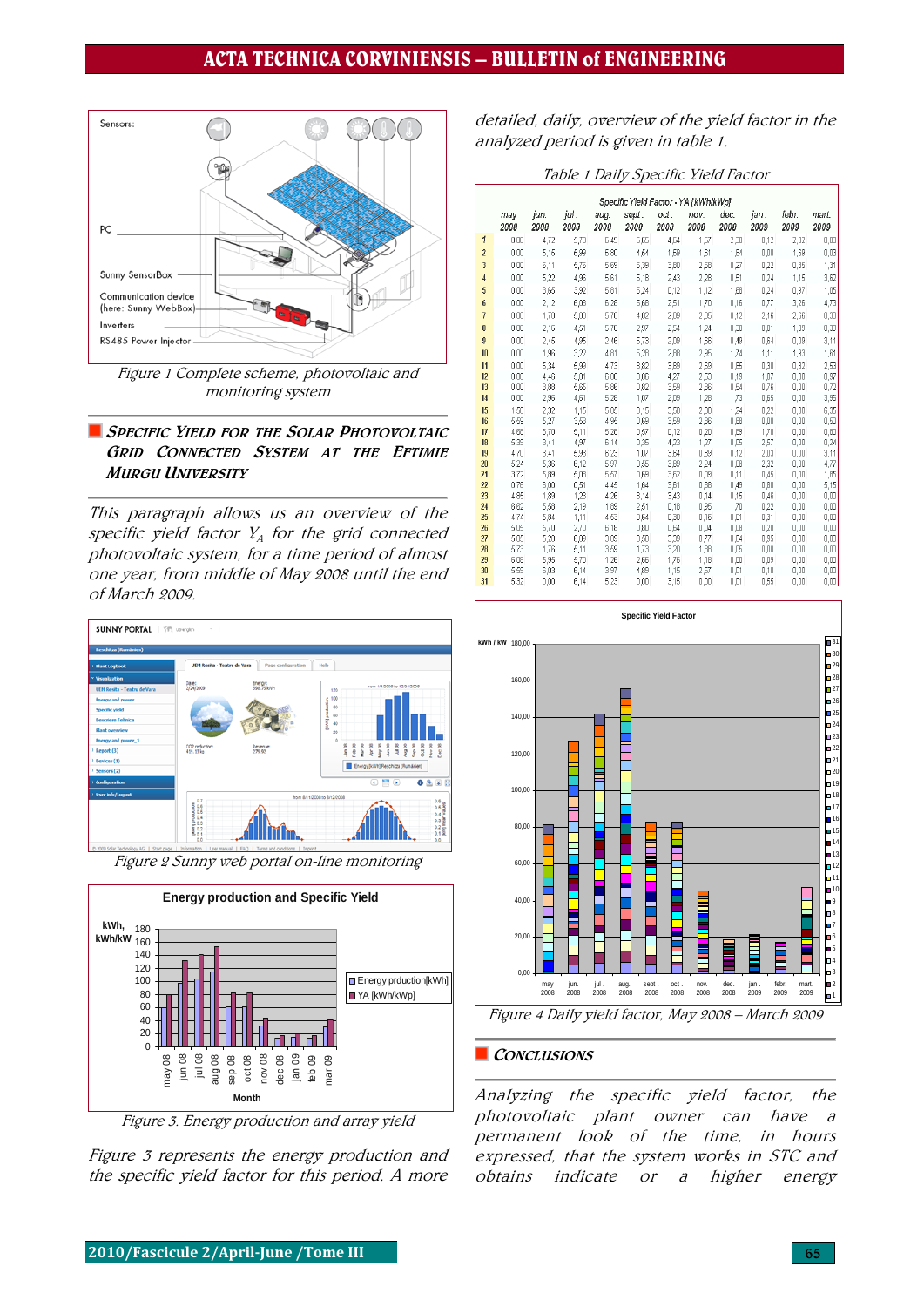Figure 1 Complete scheme, photovoltaic and monitoring system

## SPECIFIC YIELD FOR THE SOLAR PHOTOVOLTAIC GRID CONNECTED SYSTEM AT THE EFTIMIE MURGU UNIVERSITY

*This paragraph allows us an overview of the specific yield factor $Y_A$ for the grid connected photovoltaic system, for a time period of almost one year, from middle of May 2008 until the end of March 2009.*

Figure 2 Sunny web portal on-line monitoring

Figure 3. Energy production and array yield

*Figure 3 represents the energy production and the specific yield factor for this period. A more detailed, daily, overview of the yield factor in the analyzed period is given in table 1.*

Table 1 Daily Specific Yield Factor

Specific Yield Factor - YA [kWh/kWp]

| | may 2008 | jun. 2008 | jul. 2008 | aug. 2008 | sept. 2008 | oct. 2008 | nov. 2008 | dec. 2008 | jan. 2009 | febr. 2009 | mart. 2009 |
|---|---|---|---|---|---|---|---|---|---|---|---|
| 1 | 0,00 | 4,72 | 5,78 | 6,49 | 5,65 | 4,64 | 1,57 | 2,30 | 0,12 | 2,32 | 0,00 |
| 2 | 0,00 | 5,15 | 5,99 | 5,80 | 4,64 | 1,59 | 1,61 | 1,84 | 0,00 | 1,69 | 0,03 |
| 3 | 0,00 | 6,11 | 6,76 | 5,69 | 5,39 | 3,80 | 2,68 | 0,27 | 0,22 | 0,85 | 1,31 |
| 4 | 0,00 | 5,22 | 4,96 | 5,61 | 5,18 | 2,43 | 3,28 | 0,51 | 0,24 | 1,15 | 3,62 |
| 5 | 0,00 | 3,65 | 3,92 | 5,81 | 5,24 | 0,12 | 1,12 | 1,68 | 0,24 | 0,97 | 1,05 |
| 6 | 0,00 | 2,12 | 6,08 | 6,20 | 5,68 | 2,51 | 1,70 | 0,16 | 0,77 | 3,26 | 4,73 |
| 7 | 0,00 | 1,78 | 6,80 | 5,78 | 4,82 | 2,89 | 2,35 | 0,12 | 2,16 | 2,66 | 0,30 |
| 8 | 0,00 | 2,16 | 4,51 | 5,76 | 2,57 | 2,54 | 1,24 | 0,38 | 0,01 | 1,89 | 0,39 |
| 9 | 0,00 | 2,45 | 4,95 | 2,46 | 5,73 | 2,09 | 1,66 | 0,48 | 0,64 | 0,09 | 3,11 |
| 10 | 0,00 | 1,96 | 3,22 | 4,81 | 5,28 | 2,88 | 2,95 | 1,74 | 1,11 | 1,93 | 1,61 |
| 11 | 0,00 | 5,34 | 5,99 | 4,73 | 3,82 | 3,69 | 1,69 | 0,85 | 0,38 | 0,32 | 2,53 |
| 12 | 0,00 | 4,46 | 5,81 | 6,08 | 3,86 | 4,27 | 2,53 | 0,19 | 1,07 | 0,00 | 0,97 |
| 13 | 0,00 | 3,88 | 6,65 | 5,86 | 0,82 | 3,59 | 2,36 | 0,54 | 0,76 | 0,00 | 0,72 |
| 14 | 0,00 | 2,95 | 4,51 | 5,28 | 1,07 | 2,09 | 1,28 | 1,73 | 0,65 | 0,00 | 3,95 |
| 15 | 1,58 | 2,32 | 1,15 | 5,85 | 0,15 | 3,50 | 2,30 | 1,24 | 0,22 | 0,00 | 6,35 |
| 16 | 5,59 | 5,27 | 3,53 | 4,95 | 0,69 | 3,59 | 2,36 | 0,88 | 0,00 | 0,00 | 0,50 |
| 17 | 4,88 | 5,70 | 6,11 | 5,28 | 0,67 | 0,12 | 0,20 | 0,89 | 1,70 | 0,00 | 0,80 |
| 18 | 5,39 | 3,41 | 4,97 | 6,14 | 0,35 | 4,23 | 1,27 | 0,05 | 2,57 | 0,00 | 0,24 |
| 19 | 4,70 | 3,41 | 5,93 | 6,23 | 1,07 | 3,64 | 0,39 | 0,12 | 2,03 | 0,00 | 3,11 |
| 20 | 5,24 | 6,36 | 6,12 | 5,97 | 0,65 | 3,09 | 2,24 | 0,08 | 2,32 | 0,00 | 4,77 |
| 21 | 3,72 | 5,09 | 6,08 | 5,57 | 0,69 | 3,62 | 0,09 | 0,11 | 0,45 | 0,00 | 1,85 |
| 22 | 0,76 | 6,00 | 0,51 | 4,45 | 1,64 | 3,61 | 0,38 | 0,49 | 0,80 | 0,00 | 5,15 |
| 23 | 4,85 | 1,89 | 1,23 | 4,26 | 3,14 | 3,43 | 0,14 | 0,15 | 0,46 | 0,00 | 0,00 |
| 24 | 6,62 | 5,68 | 2,19 | 1,09 | 2,61 | 0,18 | 0,95 | 1,70 | 0,22 | 0,00 | 0,00 |
| 25 | 4,74 | 5,84 | 1,11 | 4,53 | 0,64 | 0,30 | 0,16 | 0,01 | 0,31 | 0,00 | 0,00 |
| 26 | 5,05 | 5,70 | 2,70 | 6,18 | 0,80 | 0,64 | 0,04 | 0,08 | 0,20 | 0,00 | 0,00 |
| 27 | 5,85 | 5,20 | 6,08 | 3,89 | 0,58 | 3,39 | 0,77 | 0,04 | 0,95 | 0,00 | 0,00 |
| 28 | 5,73 | 1,76 | 6,11 | 3,89 | 1,73 | 3,20 | 1,88 | 0,05 | 0,08 | 0,00 | 0,00 |
| 29 | 5,08 | 5,95 | 5,70 | 1,26 | 2,66 | 1,75 | 1,18 | 0,00 | 0,09 | 0,00 | 0,00 |
| 30 | 5,59 | 6,03 | 6,14 | 3,97 | 4,89 | 1,15 | 2,57 | 0,01 | 0,18 | 0,00 | 0,00 |
| 31 | 5,32 | 0,00 | 6,14 | 5,23 | 0,00 | 3,15 | 0,00 | 0,01 | 0,55 | 0,00 | 0,00 |

Figure 4 Daily yield factor, May 2008 – March 2009

## CONCLUSIONS

*Analyzing the specific yield factor, the photovoltaic plant owner can have a permanent look of the time, in hours expressed, that the system works in STC and obtains indicate or a higher energy*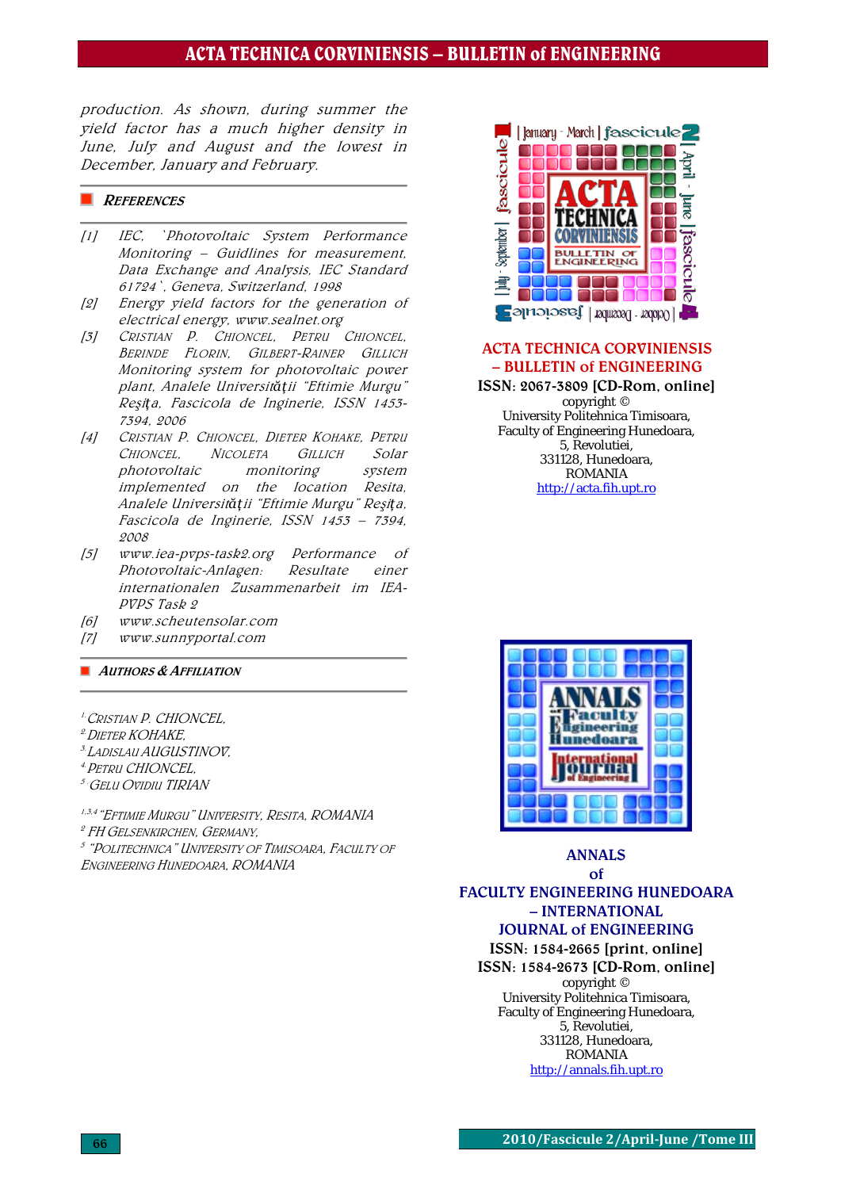production. As shown, during summer the yield factor has a much higher density in June, July and August and the lowest in December, January and February.

## REFERENCES

[1] IEC, `Photovoltaic System Performance Monitoring – Guidlines for measurement, Data Exchange and Analysis, IEC Standard 61724`, Geneva, Switzerland, 1998

[2] Energy yield factors for the generation of electrical energy, www.sealnet.org

[3] CRISTIAN P. CHIONCEL, PETRU CHIONCEL, BERINDE FLORIN, GILBERT-RAINER GILLICH Monitoring system for photovoltaic power plant, Analele Universităţii "Eftimie Murgu" Reşiţa, Fascicola de Inginerie, ISSN 1453-7394, 2006

[4] CRISTIAN P. CHIONCEL, DIETER KOHAKE, PETRU CHIONCEL, NICOLETA GILLICH Solar photovoltaic monitoring system implemented on the location Resita, Analele Universităţii "Eftimie Murgu" Reşiţa, Fascicola de Inginerie, ISSN 1453 – 7394, 2008

[5] www.iea-pvps-task2.org Performance of Photovoltaic-Anlagen: Resultate einer internationalen Zusammenarbeit im IEA-PVPS Task 2

[6] www.scheutensolar.com

[7] www.sunnyportal.com

## AUTHORS & AFFILIATION

[1] CRISTIAN P. CHIONCEL,
[2] DIETER KOHAKE,
[3] LADISLAU AUGUSTINOV,
[4] PETRU CHIONCEL,
[5] GELU OVIDIU TIRIAN

[1,3,4] "EFTIMIE MURGU" UNIVERSITY, RESITA, ROMANIA
[2] FH GELSENKIRCHEN, GERMANY,
[5] "POLITECHNICA" UNIVERSITY OF TIMISOARA, FACULTY OF ENGINEERING HUNEDOARA, ROMANIA

**ACTA TECHNICA CORVINIENSIS – BULLETIN of ENGINEERING**
**ISSN: 2067-3809 [CD-Rom, online]**
copyright ©
University Politehnica Timisoara,
Faculty of Engineering Hunedoara,
5, Revolutiei,
331128, Hunedoara,
ROMANIA
http://acta.fih.upt.ro

**ANNALS of FACULTY ENGINEERING HUNEDOARA – INTERNATIONAL JOURNAL of ENGINEERING**
**ISSN: 1584-2665 [print, online]**
**ISSN: 1584-2673 [CD-Rom, online]**
copyright ©
University Politehnica Timisoara,
Faculty of Engineering Hunedoara,
5, Revolutiei,
331128, Hunedoara,
ROMANIA
http://annals.fih.upt.ro